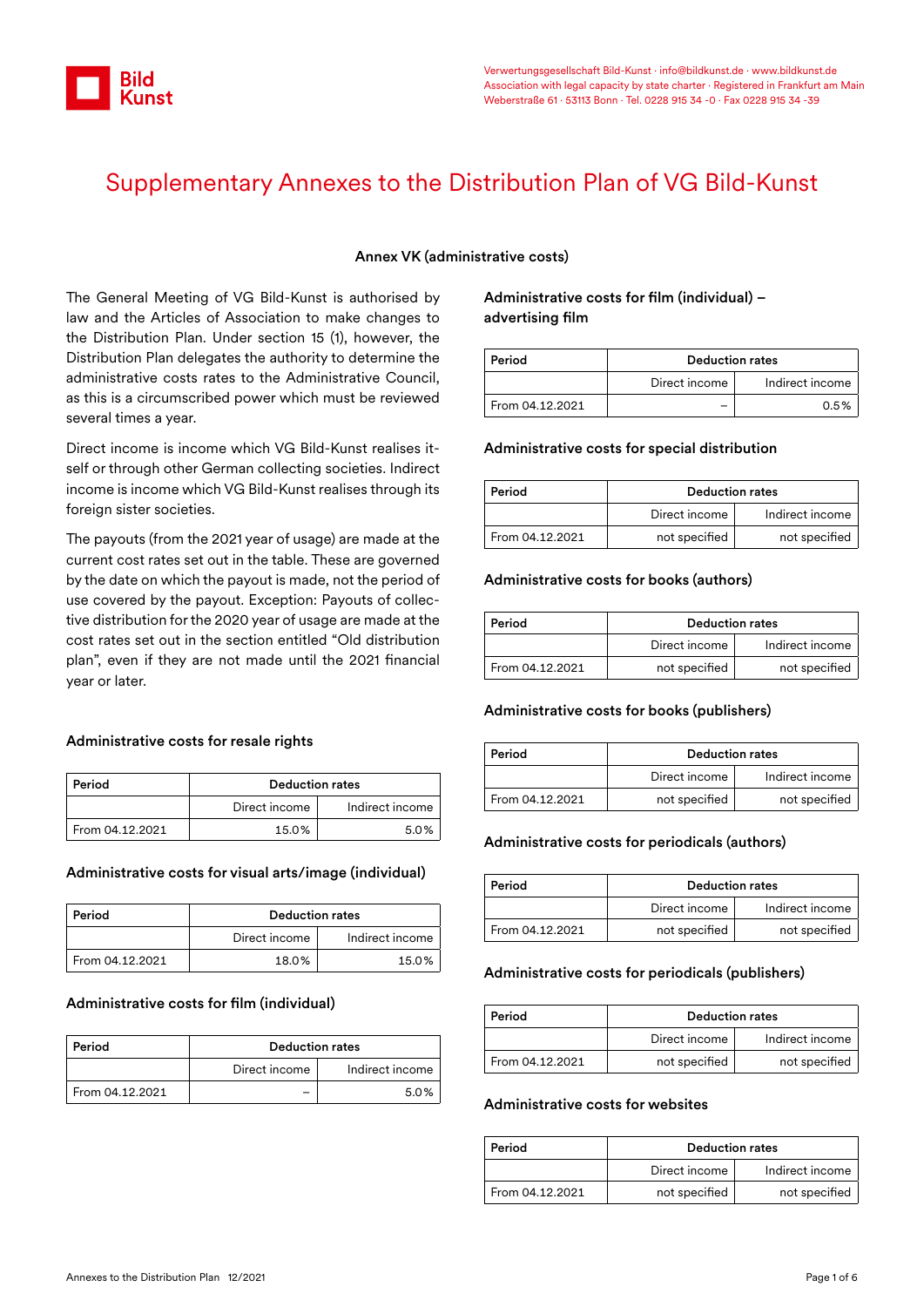# Supplementary Annexes to the Distribution Plan of VG Bild-Kunst

## Annex VK (administrative costs)

The General Meeting of VG Bild-Kunst is authorised by law and the Articles of Association to make changes to the Distribution Plan. Under section 15 (1), however, the Distribution Plan delegates the authority to determine the administrative costs rates to the Administrative Council, as this is a circumscribed power which must be reviewed several times a year.

Direct income is income which VG Bild-Kunst realises itself or through other German collecting societies. Indirect income is income which VG Bild-Kunst realises through its foreign sister societies.

The payouts (from the 2021 year of usage) are made at the current cost rates set out in the table. These are governed by the date on which the payout is made, not the period of use covered by the payout. Exception: Payouts of collective distribution for the 2020 year of usage are made at the cost rates set out in the section entitled "Old distribution plan", even if they are not made until the 2021 financial year or later.

### Administrative costs for resale rights

| Period | Deduction rates | |
|---|---|---|
| | Direct income | Indirect income |
| From 04.12.2021 | 15.0% | 5.0% |

### Administrative costs for visual arts/image (individual)

| Period | Deduction rates | |
|---|---|---|
| | Direct income | Indirect income |
| From 04.12.2021 | 18.0% | 15.0% |

### Administrative costs for film (individual)

| Period | Deduction rates | |
|---|---|---|
| | Direct income | Indirect income |
| From 04.12.2021 | – | 5.0% |

### Administrative costs for film (individual) – advertising film

| Period | Deduction rates | |
|---|---|---|
| | Direct income | Indirect income |
| From 04.12.2021 | – | 0.5% |

### Administrative costs for special distribution

| Period | Deduction rates | |
|---|---|---|
| | Direct income | Indirect income |
| From 04.12.2021 | not specified | not specified |

### Administrative costs for books (authors)

| Period | Deduction rates | |
|---|---|---|
| | Direct income | Indirect income |
| From 04.12.2021 | not specified | not specified |

### Administrative costs for books (publishers)

| Period | Deduction rates | |
|---|---|---|
| | Direct income | Indirect income |
| From 04.12.2021 | not specified | not specified |

### Administrative costs for periodicals (authors)

| Period | Deduction rates | |
|---|---|---|
| | Direct income | Indirect income |
| From 04.12.2021 | not specified | not specified |

### Administrative costs for periodicals (publishers)

| Period | Deduction rates | |
|---|---|---|
| | Direct income | Indirect income |
| From 04.12.2021 | not specified | not specified |

### Administrative costs for websites

| Period | Deduction rates | |
|---|---|---|
| | Direct income | Indirect income |
| From 04.12.2021 | not specified | not specified |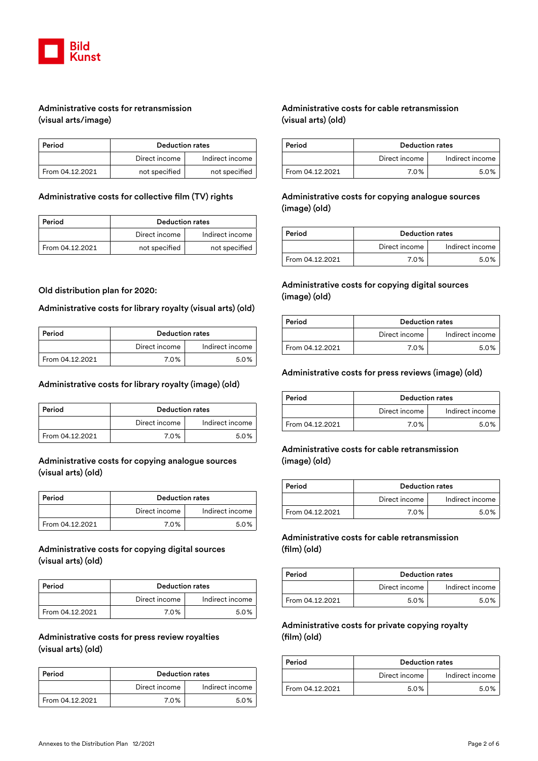### Administrative costs for retransmission (visual arts/image)

| Period | Deduction rates | |
|---|---|---|
| | Direct income | Indirect income |
| From 04.12.2021 | not specified | not specified |

### Administrative costs for collective film (TV) rights

| Period | Deduction rates | |
|---|---|---|
| | Direct income | Indirect income |
| From 04.12.2021 | not specified | not specified |

### Old distribution plan for 2020:

### Administrative costs for library royalty (visual arts) (old)

| Period | Deduction rates | |
|---|---|---|
| | Direct income | Indirect income |
| From 04.12.2021 | 7.0% | 5.0% |

### Administrative costs for library royalty (image) (old)

| Period | Deduction rates | |
|---|---|---|
| | Direct income | Indirect income |
| From 04.12.2021 | 7.0% | 5.0% |

### Administrative costs for copying analogue sources (visual arts) (old)

| Period | Deduction rates | |
|---|---|---|
| | Direct income | Indirect income |
| From 04.12.2021 | 7.0% | 5.0% |

### Administrative costs for copying digital sources (visual arts) (old)

| Period | Deduction rates | |
|---|---|---|
| | Direct income | Indirect income |
| From 04.12.2021 | 7.0% | 5.0% |

### Administrative costs for press review royalties (visual arts) (old)

| Period | Deduction rates | |
|---|---|---|
| | Direct income | Indirect income |
| From 04.12.2021 | 7.0% | 5.0% |

### Administrative costs for cable retransmission (visual arts) (old)

| Period | Deduction rates | |
|---|---|---|
| | Direct income | Indirect income |
| From 04.12.2021 | 7.0% | 5.0% |

### Administrative costs for copying analogue sources (image) (old)

| Period | Deduction rates | |
|---|---|---|
| | Direct income | Indirect income |
| From 04.12.2021 | 7.0% | 5.0% |

### Administrative costs for copying digital sources (image) (old)

| Period | Deduction rates | |
|---|---|---|
| | Direct income | Indirect income |
| From 04.12.2021 | 7.0% | 5.0% |

### Administrative costs for press reviews (image) (old)

| Period | Deduction rates | |
|---|---|---|
| | Direct income | Indirect income |
| From 04.12.2021 | 7.0% | 5.0% |

### Administrative costs for cable retransmission (image) (old)

| Period | Deduction rates | |
|---|---|---|
| | Direct income | Indirect income |
| From 04.12.2021 | 7.0% | 5.0% |

### Administrative costs for cable retransmission (film) (old)

| Period | Deduction rates | |
|---|---|---|
| | Direct income | Indirect income |
| From 04.12.2021 | 5.0% | 5.0% |

### Administrative costs for private copying royalty (film) (old)

| Period | Deduction rates | |
|---|---|---|
| | Direct income | Indirect income |
| From 04.12.2021 | 5.0% | 5.0% |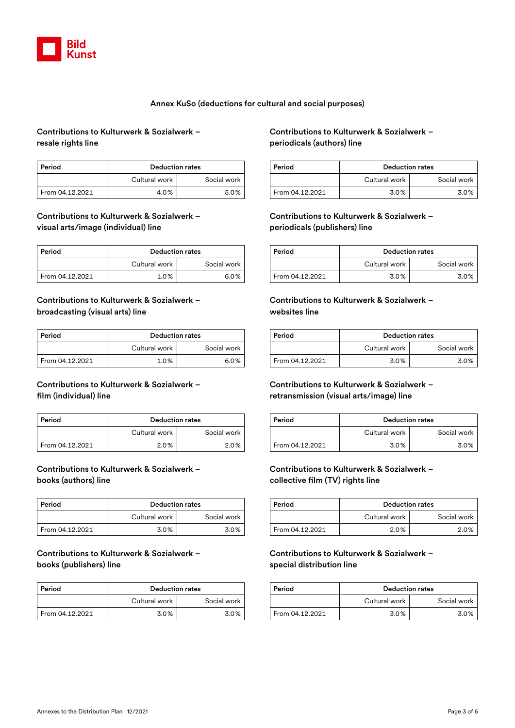# Annex KuSo (deductions for cultural and social purposes)

### Contributions to Kulturwerk & Sozialwerk – resale rights line

| Period | Deduction rates | |
|---|---|---|
| | Cultural work | Social work |
| From 04.12.2021 | 4.0% | 5.0% |

### Contributions to Kulturwerk & Sozialwerk – visual arts/image (individual) line

| Period | Deduction rates | |
|---|---|---|
| | Cultural work | Social work |
| From 04.12.2021 | 1.0% | 6.0% |

### Contributions to Kulturwerk & Sozialwerk – broadcasting (visual arts) line

| Period | Deduction rates | |
|---|---|---|
| | Cultural work | Social work |
| From 04.12.2021 | 1.0% | 6.0% |

### Contributions to Kulturwerk & Sozialwerk – film (individual) line

| Period | Deduction rates | |
|---|---|---|
| | Cultural work | Social work |
| From 04.12.2021 | 2.0% | 2.0% |

### Contributions to Kulturwerk & Sozialwerk – books (authors) line

| Period | Deduction rates | |
|---|---|---|
| | Cultural work | Social work |
| From 04.12.2021 | 3.0% | 3.0% |

### Contributions to Kulturwerk & Sozialwerk – books (publishers) line

| Period | Deduction rates | |
|---|---|---|
| | Cultural work | Social work |
| From 04.12.2021 | 3.0% | 3.0% |

### Contributions to Kulturwerk & Sozialwerk – periodicals (authors) line

| Period | Deduction rates | |
|---|---|---|
| | Cultural work | Social work |
| From 04.12.2021 | 3.0% | 3.0% |

### Contributions to Kulturwerk & Sozialwerk – periodicals (publishers) line

| Period | Deduction rates | |
|---|---|---|
| | Cultural work | Social work |
| From 04.12.2021 | 3.0% | 3.0% |

### Contributions to Kulturwerk & Sozialwerk – websites line

| Period | Deduction rates | |
|---|---|---|
| | Cultural work | Social work |
| From 04.12.2021 | 3.0% | 3.0% |

### Contributions to Kulturwerk & Sozialwerk – retransmission (visual arts/image) line

| Period | Deduction rates | |
|---|---|---|
| | Cultural work | Social work |
| From 04.12.2021 | 3.0% | 3.0% |

### Contributions to Kulturwerk & Sozialwerk – collective film (TV) rights line

| Period | Deduction rates | |
|---|---|---|
| | Cultural work | Social work |
| From 04.12.2021 | 2.0% | 2.0% |

### Contributions to Kulturwerk & Sozialwerk – special distribution line

| Period | Deduction rates | |
|---|---|---|
| | Cultural work | Social work |
| From 04.12.2021 | 3.0% | 3.0% |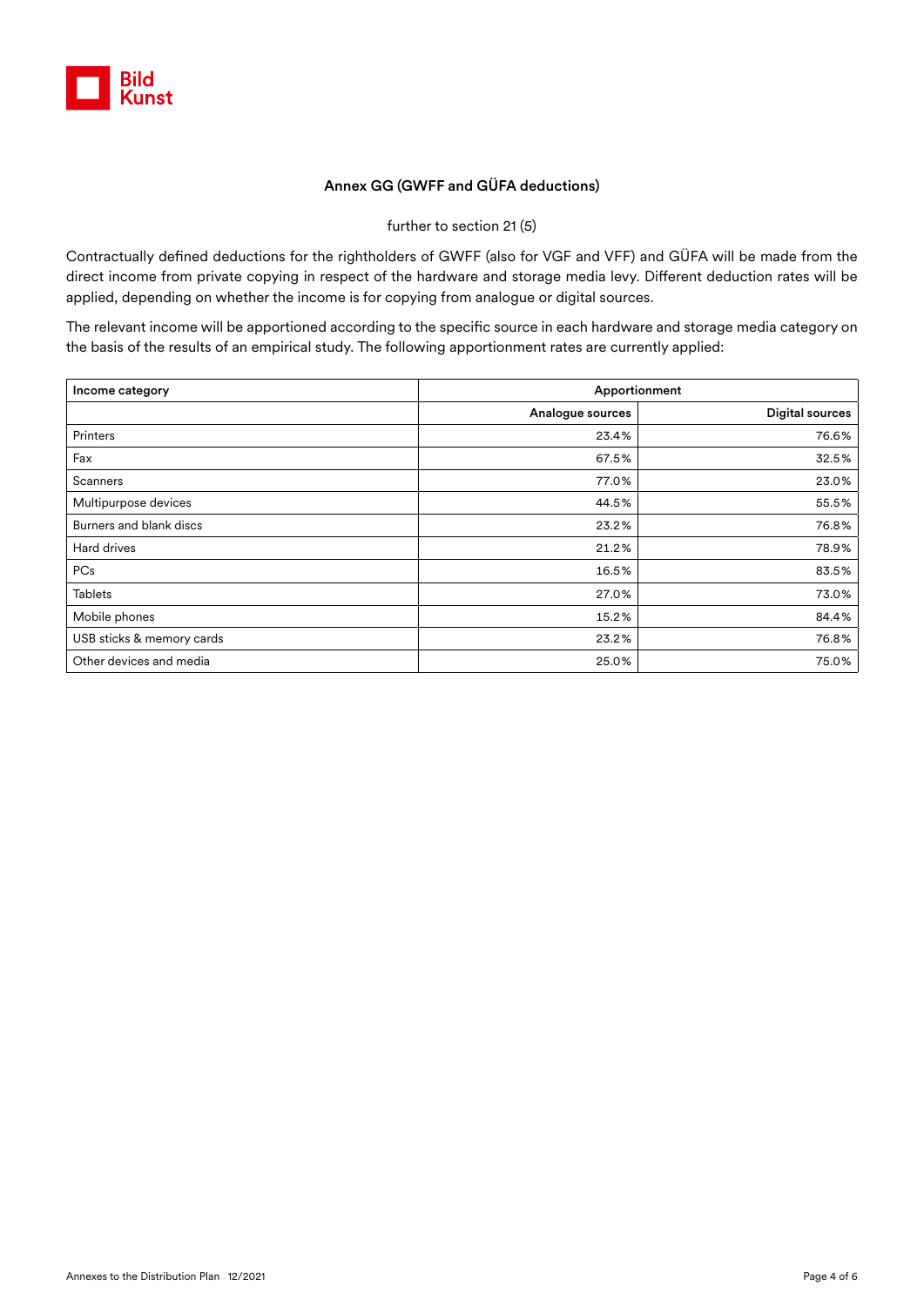## Annex GG (GWFF and GÜFA deductions)

further to section 21 (5)

Contractually defined deductions for the rightholders of GWFF (also for VGF and VFF) and GÜFA will be made from the direct income from private copying in respect of the hardware and storage media levy. Different deduction rates will be applied, depending on whether the income is for copying from analogue or digital sources.

The relevant income will be apportioned according to the specific source in each hardware and storage media category on the basis of the results of an empirical study. The following apportionment rates are currently applied:

| **Income category** | **Apportionment** | |
|---|---|---|
| | **Analogue sources** | **Digital sources** |
| Printers | 23.4% | 76.6% |
| Fax | 67.5% | 32.5% |
| Scanners | 77.0% | 23.0% |
| Multipurpose devices | 44.5% | 55.5% |
| Burners and blank discs | 23.2% | 76.8% |
| Hard drives | 21.2% | 78.9% |
| PCs | 16.5% | 83.5% |
| Tablets | 27.0% | 73.0% |
| Mobile phones | 15.2% | 84.4% |
| USB sticks & memory cards | 23.2% | 76.8% |
| Other devices and media | 25.0% | 75.0% |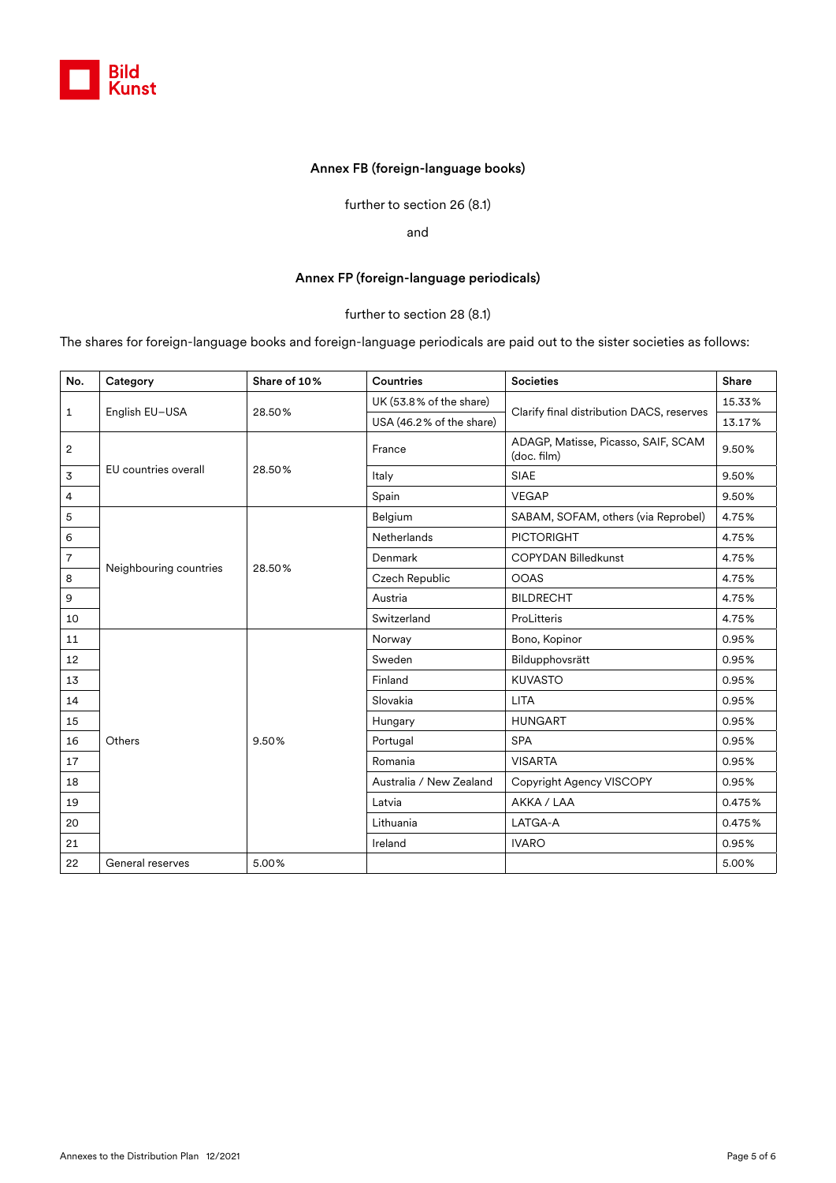### Annex FB (foreign-language books)

further to section 26 (8.1)

and

### Annex FP (foreign-language periodicals)

further to section 28 (8.1)

The shares for foreign-language books and foreign-language periodicals are paid out to the sister societies as follows:

| No. | Category | Share of 10% | Countries | Societies | Share |
|---|---|---|---|---|---|
| 1 | English EU–USA | 28.50% | UK (53.8% of the share) | Clarify final distribution DACS, reserves | 15.33% |
| | | | USA (46.2% of the share) | | 13.17% |
| 2 | EU countries overall | 28.50% | France | ADAGP, Matisse, Picasso, SAIF, SCAM (doc. film) | 9.50% |
| 3 | | | Italy | SIAE | 9.50% |
| 4 | | | Spain | VEGAP | 9.50% |
| 5 | Neighbouring countries | 28.50% | Belgium | SABAM, SOFAM, others (via Reprobel) | 4.75% |
| 6 | | | Netherlands | PICTORIGHT | 4.75% |
| 7 | | | Denmark | COPYDAN Billedkunst | 4.75% |
| 8 | | | Czech Republic | OOAS | 4.75% |
| 9 | | | Austria | BILDRECHT | 4.75% |
| 10 | | | Switzerland | ProLitteris | 4.75% |
| 11 | Others | 9.50% | Norway | Bono, Kopinor | 0.95% |
| 12 | | | Sweden | Bildupphovsrätt | 0.95% |
| 13 | | | Finland | KUVASTO | 0.95% |
| 14 | | | Slovakia | LITA | 0.95% |
| 15 | | | Hungary | HUNGART | 0.95% |
| 16 | | | Portugal | SPA | 0.95% |
| 17 | | | Romania | VISARTA | 0.95% |
| 18 | | | Australia / New Zealand | Copyright Agency VISCOPY | 0.95% |
| 19 | | | Latvia | AKKA / LAA | 0.475% |
| 20 | | | Lithuania | LATGA-A | 0.475% |
| 21 | | | Ireland | IVARO | 0.95% |
| 22 | General reserves | 5.00% | | | 5.00% |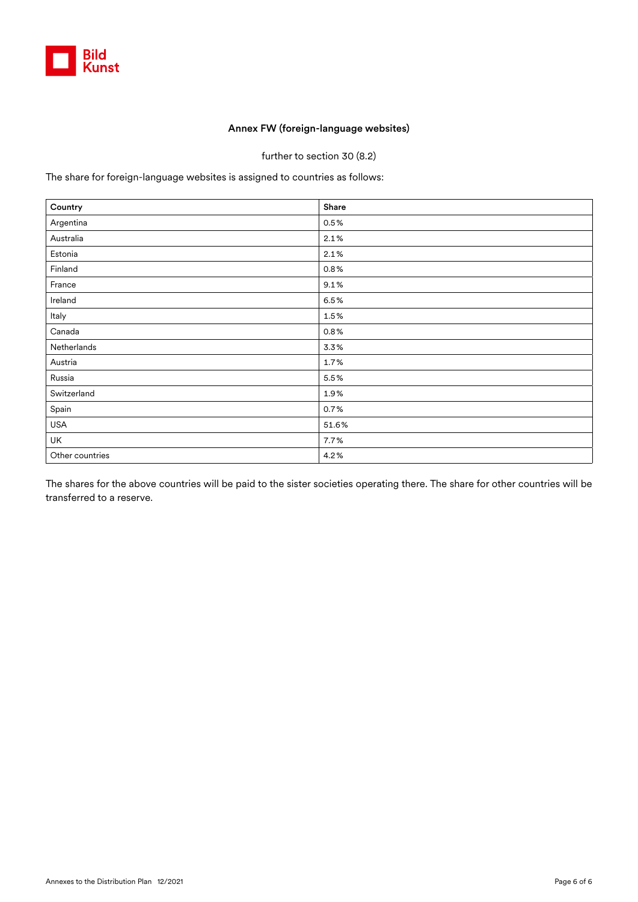## Annex FW (foreign-language websites)

further to section 30 (8.2)

The share for foreign-language websites is assigned to countries as follows:

| Country | Share |
|---|---|
| Argentina | 0.5% |
| Australia | 2.1% |
| Estonia | 2.1% |
| Finland | 0.8% |
| France | 9.1% |
| Ireland | 6.5% |
| Italy | 1.5% |
| Canada | 0.8% |
| Netherlands | 3.3% |
| Austria | 1.7% |
| Russia | 5.5% |
| Switzerland | 1.9% |
| Spain | 0.7% |
| USA | 51.6% |
| UK | 7.7% |
| Other countries | 4.2% |

The shares for the above countries will be paid to the sister societies operating there. The share for other countries will be transferred to a reserve.